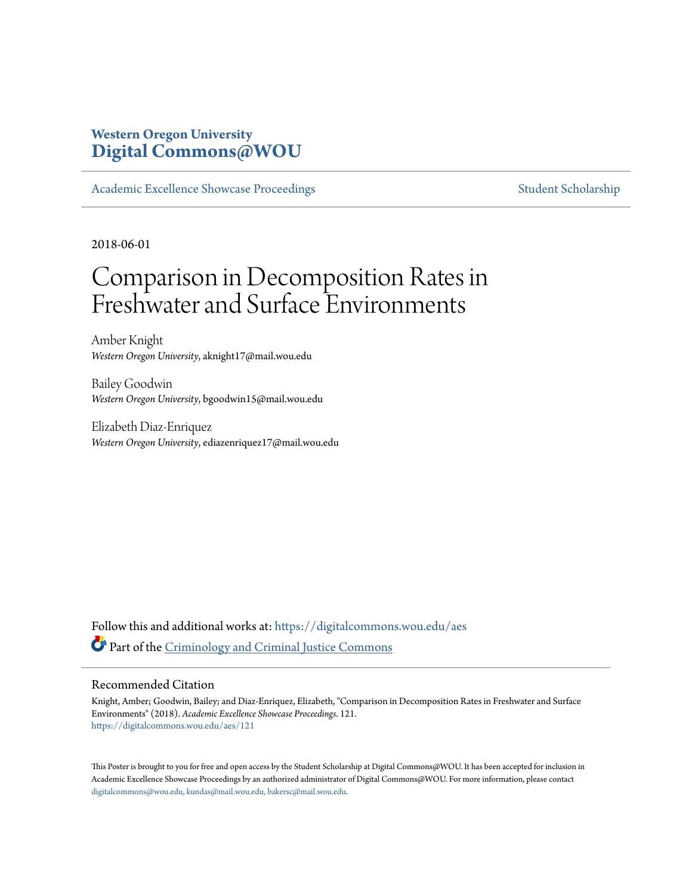**Western Oregon University**
**Digital Commons@WOU**

Academic Excellence Showcase Proceedings | Student Scholarship

2018-06-01

# Comparison in Decomposition Rates in Freshwater and Surface Environments

Amber Knight
*Western Oregon University*, aknight17@mail.wou.edu

Bailey Goodwin
*Western Oregon University*, bgoodwin15@mail.wou.edu

Elizabeth Diaz-Enriquez
*Western Oregon University*, ediazenriquez17@mail.wou.edu

Follow this and additional works at: https://digitalcommons.wou.edu/aes

Part of the Criminology and Criminal Justice Commons

## Recommended Citation

Knight, Amber; Goodwin, Bailey; and Diaz-Enriquez, Elizabeth, "Comparison in Decomposition Rates in Freshwater and Surface Environments" (2018). *Academic Excellence Showcase Proceedings*. 121.
https://digitalcommons.wou.edu/aes/121

This Poster is brought to you for free and open access by the Student Scholarship at Digital Commons@WOU. It has been accepted for inclusion in Academic Excellence Showcase Proceedings by an authorized administrator of Digital Commons@WOU. For more information, please contact digitalcommons@wou.edu, kundas@mail.wou.edu, bakersc@mail.wou.edu.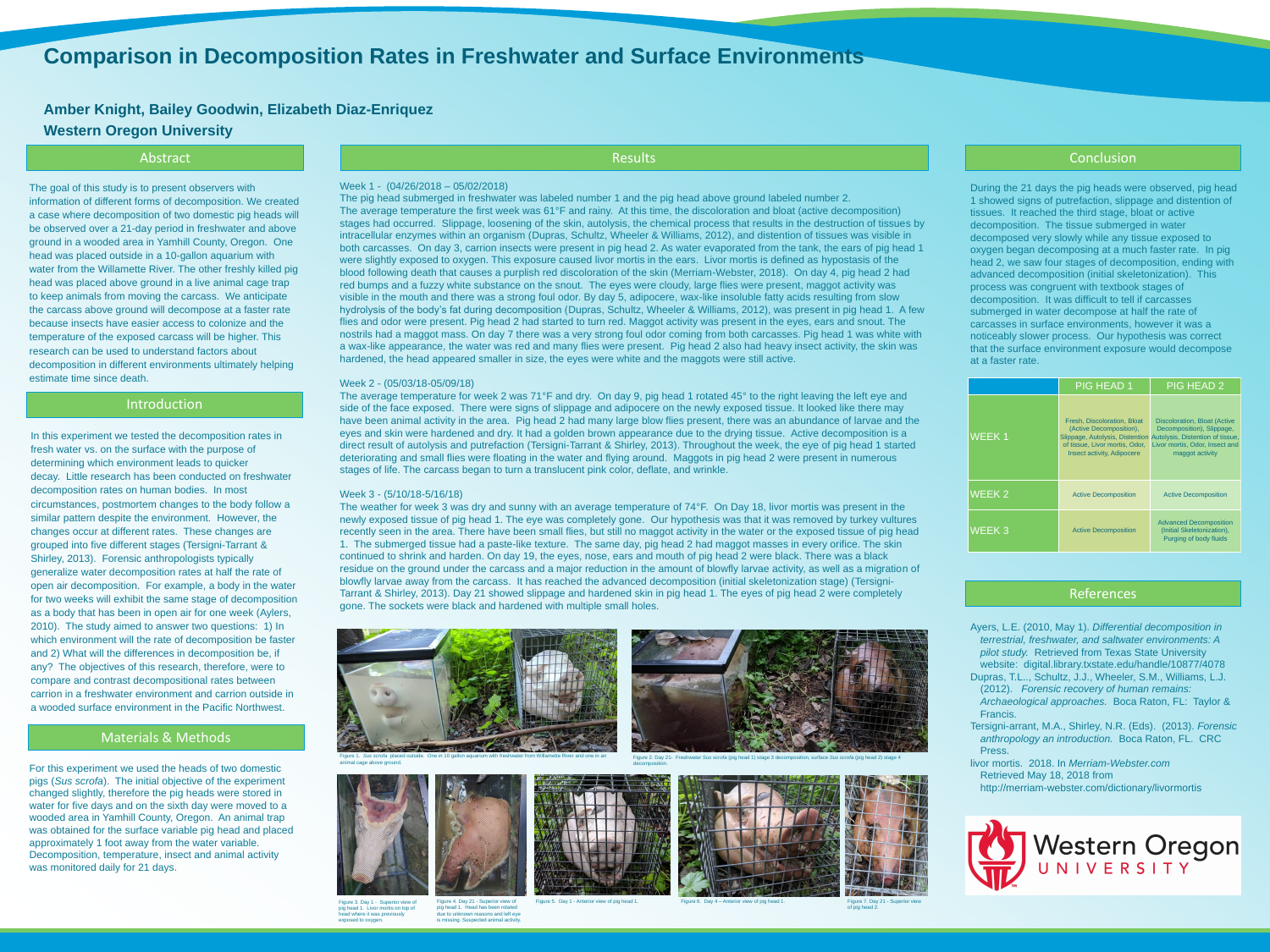# Comparison in Decomposition Rates in Freshwater and Surface Environments

**Amber Knight, Bailey Goodwin, Elizabeth Diaz-Enriquez**
**Western Oregon University**

## Abstract

The goal of this study is to present observers with information of different forms of decomposition. We created a case where decomposition of two domestic pig heads will be observed over a 21-day period in freshwater and above ground in a wooded area in Yamhill County, Oregon. One head was placed outside in a 10-gallon aquarium with water from the Willamette River. The other freshly killed pig head was placed above ground in a live animal cage trap to keep animals from moving the carcass. We anticipate the carcass above ground will decompose at a faster rate because insects have easier access to colonize and the temperature of the exposed carcass will be higher. This research can be used to understand factors about decomposition in different environments ultimately helping estimate time since death.

## Introduction

In this experiment we tested the decomposition rates in fresh water vs. on the surface with the purpose of determining which environment leads to quicker decay. Little research has been conducted on freshwater decomposition rates on human bodies. In most circumstances, postmortem changes to the body follow a similar pattern despite the environment. However, the changes occur at different rates. These changes are grouped into five different stages (Tersigni-Tarrant & Shirley, 2013). Forensic anthropologists typically generalize water decomposition rates at half the rate of open air decomposition. For example, a body in the water for two weeks will exhibit the same stage of decomposition as a body that has been in open air for one week (Aylers, 2010). The study aimed to answer two questions: 1) In which environment will the rate of decomposition be faster and 2) What will the differences in decomposition be, if any? The objectives of this research, therefore, were to compare and contrast decompositional rates between carrion in a freshwater environment and carrion outside in a wooded surface environment in the Pacific Northwest.

## Materials & Methods

For this experiment we used the heads of two domestic pigs (*Sus scrofa*). The initial objective of the experiment changed slightly, therefore the pig heads were stored in water for five days and on the sixth day were moved to a wooded area in Yamhill County, Oregon. An animal trap was obtained for the surface variable pig head and placed approximately 1 foot away from the water variable. Decomposition, temperature, insect and animal activity was monitored daily for 21 days.

## Results

Week 1 - (04/26/2018 – 05/02/2018)

The pig head submerged in freshwater was labeled number 1 and the pig head above ground labeled number 2. The average temperature the first week was 61°F and rainy. At this time, the discoloration and bloat (active decomposition) stages had occurred. Slippage, loosening of the skin, autolysis, the chemical process that results in the destruction of tissues by intracellular enzymes within an organism (Dupras, Schultz, Wheeler & Williams, 2012), and distention of tissues was visible in both carcasses. On day 3, carrion insects were present in pig head 2. As water evaporated from the tank, the ears of pig head 1 were slightly exposed to oxygen. This exposure caused livor mortis in the ears. Livor mortis is defined as hypostasis of the blood following death that causes a purplish red discoloration of the skin (Merriam-Webster, 2018). On day 4, pig head 2 had red bumps and a fuzzy white substance on the snout. The eyes were cloudy, large flies were present, maggot activity was visible in the mouth and there was a strong foul odor. By day 5, adipocere, wax-like insoluble fatty acids resulting from slow hydrolysis of the body's fat during decomposition (Dupras, Schultz, Wheeler & Williams, 2012), was present in pig head 1. A few flies and odor were present. Pig head 2 had started to turn red. Maggot activity was present in the eyes, ears and snout. The nostrils had a maggot mass. On day 7 there was a very strong foul odor coming from both carcasses. Pig head 1 was white with a wax-like appearance, the water was red and many flies were present. Pig head 2 also had heavy insect activity, the skin was hardened, the head appeared smaller in size, the eyes were white and the maggots were still active.

Week 2 - (05/03/18-05/09/18)

The average temperature for week 2 was 71°F and dry. On day 9, pig head 1 rotated 45° to the right leaving the left eye and side of the face exposed. There were signs of slippage and adipocere on the newly exposed tissue. It looked like there may have been animal activity in the area. Pig head 2 had many large blow flies present, there was an abundance of larvae and the eyes and skin were hardened and dry. It had a golden brown appearance due to the drying tissue. Active decomposition is a direct result of autolysis and putrefaction (Tersigni-Tarrant & Shirley, 2013). Throughout the week, the eye of pig head 1 started deteriorating and small flies were floating in the water and flying around. Maggots in pig head 2 were present in numerous stages of life. The carcass began to turn a translucent pink color, deflate, and wrinkle.

Week 3 - (5/10/18-5/16/18)

The weather for week 3 was dry and sunny with an average temperature of 74°F. On Day 18, livor mortis was present in the newly exposed tissue of pig head 1. The eye was completely gone. Our hypothesis was that it was removed by turkey vultures recently seen in the area. There have been small flies, but still no maggot activity in the water or the exposed tissue of pig head 1. The submerged tissue had a paste-like texture. The same day, pig head 2 had maggot masses in every orifice. The skin continued to shrink and harden. On day 19, the eyes, nose, ears and mouth of pig head 2 were black. There was a black residue on the ground under the carcass and a major reduction in the amount of blowfly larvae activity, as well as a migration of blowfly larvae away from the carcass. It has reached the advanced decomposition (initial skeletonization stage) (Tersigni-Tarrant & Shirley, 2013). Day 21 showed slippage and hardened skin in pig head 1. The eyes of pig head 2 were completely gone. The sockets were black and hardened with multiple small holes.

Figure 1. *Sus scrofa* placed outside. One in 10 gallon aquarium with freshwater from Willamette River and one in an animal cage above ground.

Figure 2. Day 21- Freshwater *Sus scrofa* (pig head 1) stage 3 decomposition, surface *Sus scrofa* (pig head 2) stage 4 decomposition.

Figure 3. Day 1 - Superior view of pig head 1. Livor mortis on top of head where it was previously exposed to oxygen.

Figure 4. Day 21 - Superior view of pig head 1. Head has been rotated due to unknown reasons and left eye is missing. Suspected animal activity.

Figure 5. Day 1 - Anterior view of pig head 1.

Figure 6. Day 4 – Anterior view of pig head 1.

Figure 7. Day 21 - Superior view of pig head 2.

## Conclusion

During the 21 days the pig heads were observed, pig head 1 showed signs of putrefaction, slippage and distention of tissues. It reached the third stage, bloat or active decomposition. The tissue submerged in water decomposed very slowly while any tissue exposed to oxygen began decomposing at a much faster rate. In pig head 2, we saw four stages of decomposition, ending with advanced decomposition (initial skeletonization). This process was congruent with textbook stages of decomposition. It was difficult to tell if carcasses submerged in water decompose at half the rate of carcasses in surface environments, however it was a noticeably slower process. Our hypothesis was correct that the surface environment exposure would decompose at a faster rate.

| | PIG HEAD 1 | PIG HEAD 2 |
|---|---|---|
| WEEK 1 | Fresh, Discoloration, Bloat (Active Decomposition), Slippage, Autolysis, Distention of tissue, Livor mortis, Odor, Insect activity, Adipocere | Discoloration, Bloat (Active Decomposition), Slippage, Autolysis, Distention of tissue, Livor mortis, Odor, Insect and maggot activity |
| WEEK 2 | Active Decomposition | Active Decomposition |
| WEEK 3 | Active Decomposition | Advanced Decomposition (Initial Skeletonization), Purging of body fluids |

## References

Ayers, L.E. (2010, May 1). *Differential decomposition in terrestrial, freshwater, and saltwater environments: A pilot study.* Retrieved from Texas State University website: digital.library.txstate.edu/handle/10877/4078

Dupras, T.L.., Schultz, J.J., Wheeler, S.M., Williams, L.J. (2012). *Forensic recovery of human remains: Archaeological approaches.* Boca Raton, FL: Taylor & Francis.

Tersigni-arrant, M.A., Shirley, N.R. (Eds). (2013). *Forensic anthropology an introduction.* Boca Raton, FL. CRC Press.

livor mortis. 2018. In *Merriam-Webster.com* Retrieved May 18, 2018 from http://merriam-webster.com/dictionary/livormortis